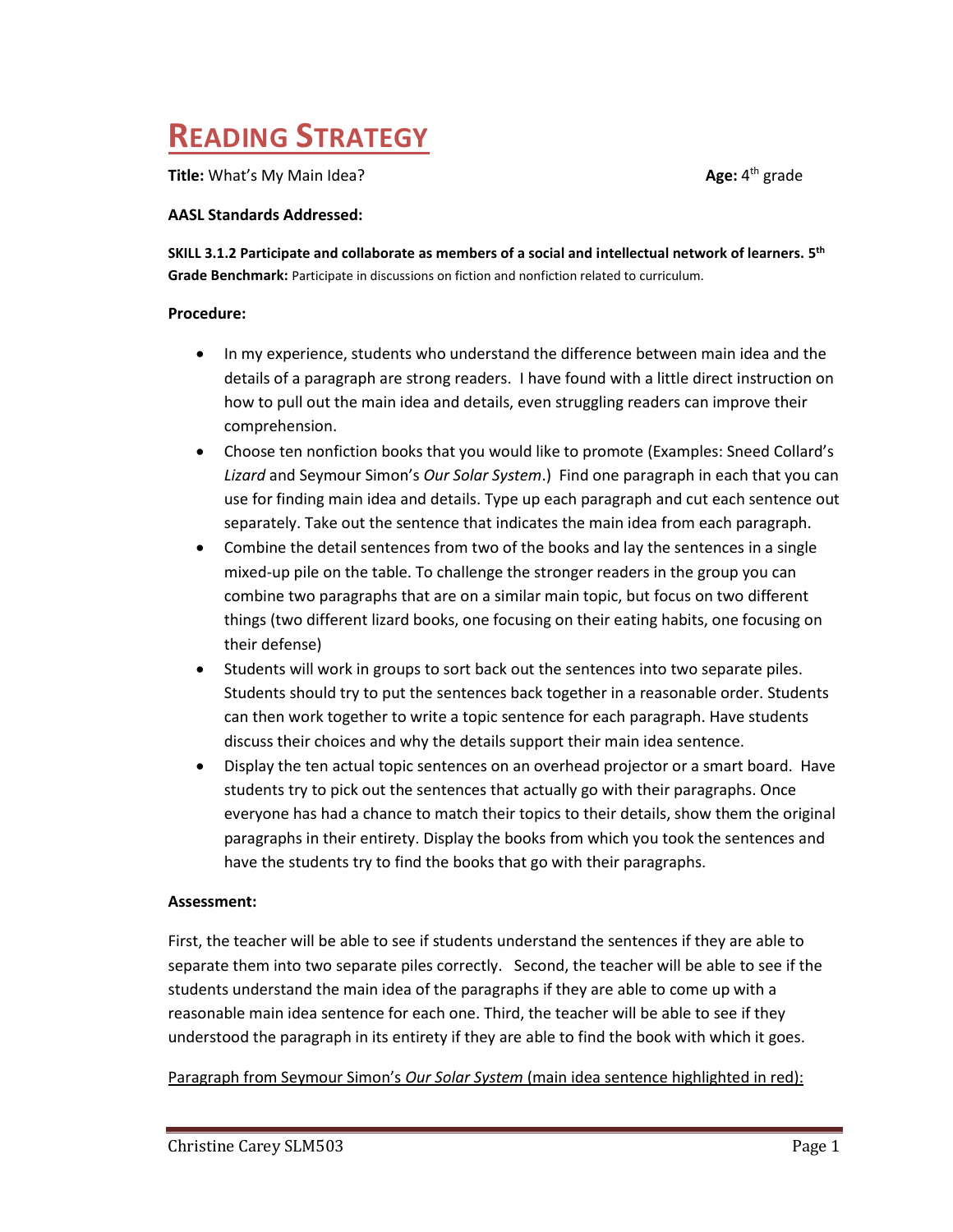# READING STRATEGY

**Title:** What's My Main Idea? **Age:** 4th grade

**AASL Standards Addressed:**

**SKILL 3.1.2 Participate and collaborate as members of a social and intellectual network of learners. 5th Grade Benchmark:** Participate in discussions on fiction and nonfiction related to curriculum.

**Procedure:**

- In my experience, students who understand the difference between main idea and the details of a paragraph are strong readers. I have found with a little direct instruction on how to pull out the main idea and details, even struggling readers can improve their comprehension.
- Choose ten nonfiction books that you would like to promote (Examples: Sneed Collard's *Lizard* and Seymour Simon's *Our Solar System*.) Find one paragraph in each that you can use for finding main idea and details. Type up each paragraph and cut each sentence out separately. Take out the sentence that indicates the main idea from each paragraph.
- Combine the detail sentences from two of the books and lay the sentences in a single mixed-up pile on the table. To challenge the stronger readers in the group you can combine two paragraphs that are on a similar main topic, but focus on two different things (two different lizard books, one focusing on their eating habits, one focusing on their defense)
- Students will work in groups to sort back out the sentences into two separate piles. Students should try to put the sentences back together in a reasonable order. Students can then work together to write a topic sentence for each paragraph. Have students discuss their choices and why the details support their main idea sentence.
- Display the ten actual topic sentences on an overhead projector or a smart board. Have students try to pick out the sentences that actually go with their paragraphs. Once everyone has had a chance to match their topics to their details, show them the original paragraphs in their entirety. Display the books from which you took the sentences and have the students try to find the books that go with their paragraphs.

**Assessment:**

First, the teacher will be able to see if students understand the sentences if they are able to separate them into two separate piles correctly. Second, the teacher will be able to see if the students understand the main idea of the paragraphs if they are able to come up with a reasonable main idea sentence for each one. Third, the teacher will be able to see if they understood the paragraph in its entirety if they are able to find the book with which it goes.

Paragraph from Seymour Simon's *Our Solar System* (main idea sentence highlighted in red):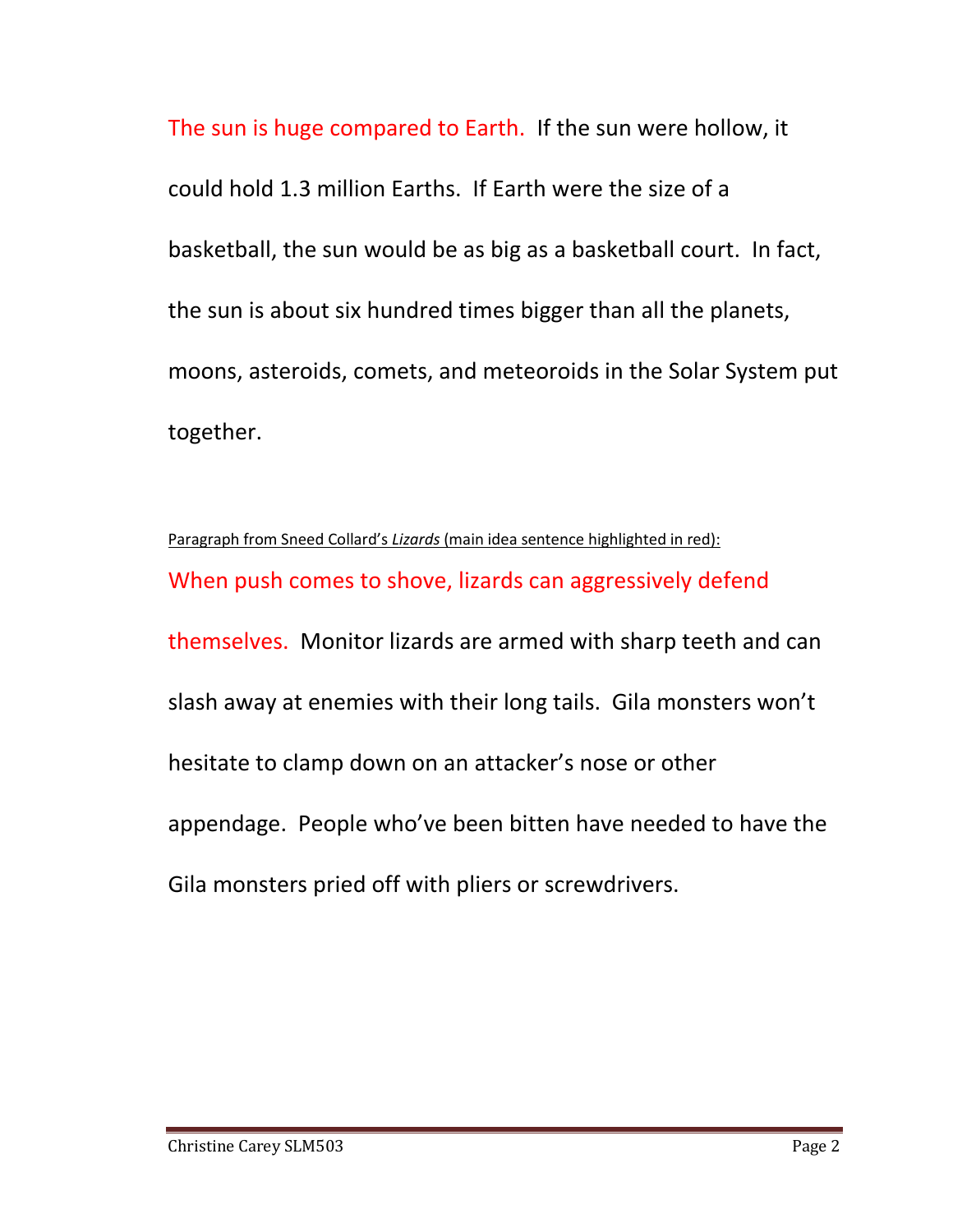The sun is huge compared to Earth. If the sun were hollow, it could hold 1.3 million Earths. If Earth were the size of a basketball, the sun would be as big as a basketball court. In fact, the sun is about six hundred times bigger than all the planets, moons, asteroids, comets, and meteoroids in the Solar System put together.

Paragraph from Sneed Collard's *Lizards* (main idea sentence highlighted in red):

When push comes to shove, lizards can aggressively defend themselves. Monitor lizards are armed with sharp teeth and can slash away at enemies with their long tails. Gila monsters won't hesitate to clamp down on an attacker's nose or other appendage. People who've been bitten have needed to have the Gila monsters pried off with pliers or screwdrivers.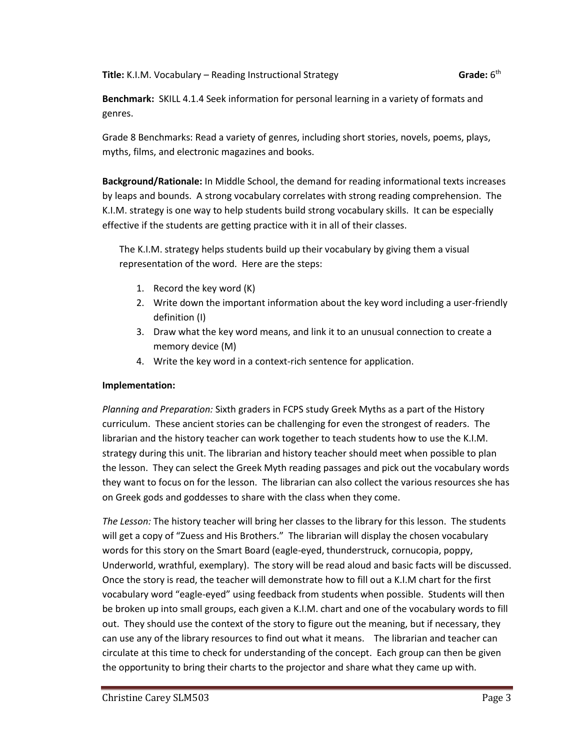**Title:** K.I.M. Vocabulary – Reading Instructional Strategy **Grade:** 6th

**Benchmark:** SKILL 4.1.4 Seek information for personal learning in a variety of formats and genres.

Grade 8 Benchmarks: Read a variety of genres, including short stories, novels, poems, plays, myths, films, and electronic magazines and books.

**Background/Rationale:** In Middle School, the demand for reading informational texts increases by leaps and bounds. A strong vocabulary correlates with strong reading comprehension. The K.I.M. strategy is one way to help students build strong vocabulary skills. It can be especially effective if the students are getting practice with it in all of their classes.

The K.I.M. strategy helps students build up their vocabulary by giving them a visual representation of the word. Here are the steps:

1. Record the key word (K)
2. Write down the important information about the key word including a user-friendly definition (I)
3. Draw what the key word means, and link it to an unusual connection to create a memory device (M)
4. Write the key word in a context-rich sentence for application.

**Implementation:**

*Planning and Preparation:* Sixth graders in FCPS study Greek Myths as a part of the History curriculum. These ancient stories can be challenging for even the strongest of readers. The librarian and the history teacher can work together to teach students how to use the K.I.M. strategy during this unit. The librarian and history teacher should meet when possible to plan the lesson. They can select the Greek Myth reading passages and pick out the vocabulary words they want to focus on for the lesson. The librarian can also collect the various resources she has on Greek gods and goddesses to share with the class when they come.

*The Lesson:* The history teacher will bring her classes to the library for this lesson. The students will get a copy of "Zuess and His Brothers." The librarian will display the chosen vocabulary words for this story on the Smart Board (eagle-eyed, thunderstruck, cornucopia, poppy, Underworld, wrathful, exemplary). The story will be read aloud and basic facts will be discussed. Once the story is read, the teacher will demonstrate how to fill out a K.I.M chart for the first vocabulary word "eagle-eyed" using feedback from students when possible. Students will then be broken up into small groups, each given a K.I.M. chart and one of the vocabulary words to fill out. They should use the context of the story to figure out the meaning, but if necessary, they can use any of the library resources to find out what it means. The librarian and teacher can circulate at this time to check for understanding of the concept. Each group can then be given the opportunity to bring their charts to the projector and share what they came up with.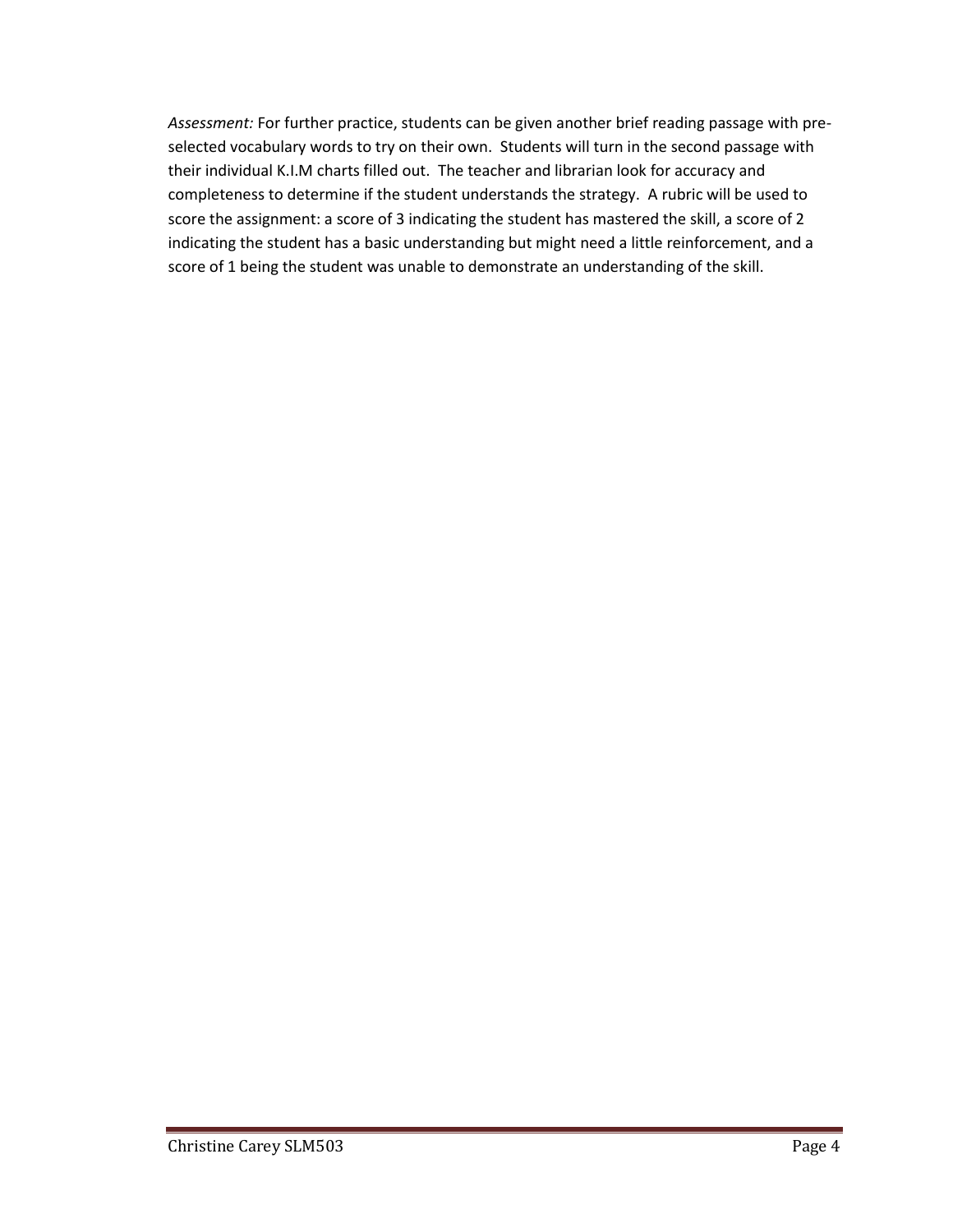*Assessment:* For further practice, students can be given another brief reading passage with pre-selected vocabulary words to try on their own. Students will turn in the second passage with their individual K.I.M charts filled out. The teacher and librarian look for accuracy and completeness to determine if the student understands the strategy. A rubric will be used to score the assignment: a score of 3 indicating the student has mastered the skill, a score of 2 indicating the student has a basic understanding but might need a little reinforcement, and a score of 1 being the student was unable to demonstrate an understanding of the skill.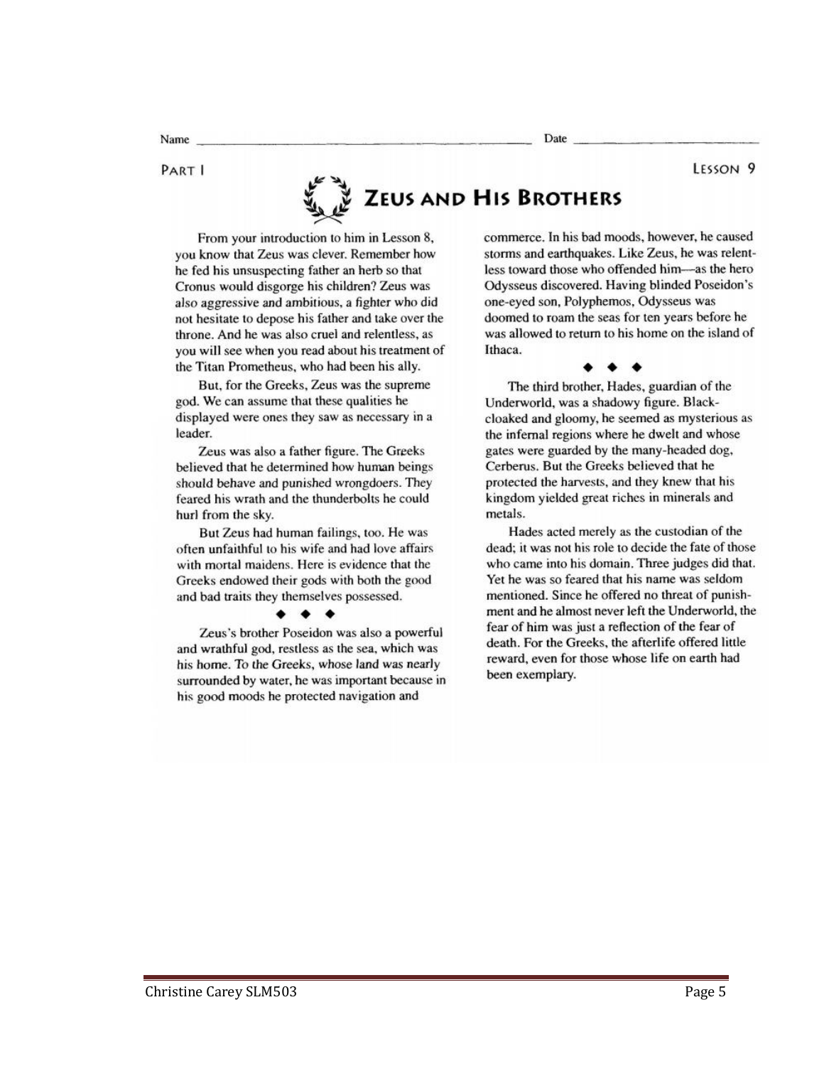Name _______________ Date _______________

PART I

LESSON 9

# Zeus and His Brothers

From your introduction to him in Lesson 8, you know that Zeus was clever. Remember how he fed his unsuspecting father an herb so that Cronus would disgorge his children? Zeus was also aggressive and ambitious, a fighter who did not hesitate to depose his father and take over the throne. And he was also cruel and relentless, as you will see when you read about his treatment of the Titan Prometheus, who had been his ally.

But, for the Greeks, Zeus was the supreme god. We can assume that these qualities he displayed were ones they saw as necessary in a leader.

Zeus was also a father figure. The Greeks believed that he determined how human beings should behave and punished wrongdoers. They feared his wrath and the thunderbolts he could hurl from the sky.

But Zeus had human failings, too. He was often unfaithful to his wife and had love affairs with mortal maidens. Here is evidence that the Greeks endowed their gods with both the good and bad traits they themselves possessed.

◆ ◆ ◆

Zeus's brother Poseidon was also a powerful and wrathful god, restless as the sea, which was his home. To the Greeks, whose land was nearly surrounded by water, he was important because in his good moods he protected navigation and commerce. In his bad moods, however, he caused storms and earthquakes. Like Zeus, he was relentless toward those who offended him—as the hero Odysseus discovered. Having blinded Poseidon's one-eyed son, Polyphemos, Odysseus was doomed to roam the seas for ten years before he was allowed to return to his home on the island of Ithaca.

◆ ◆ ◆

The third brother, Hades, guardian of the Underworld, was a shadowy figure. Black-cloaked and gloomy, he seemed as mysterious as the infernal regions where he dwelt and whose gates were guarded by the many-headed dog, Cerberus. But the Greeks believed that he protected the harvests, and they knew that his kingdom yielded great riches in minerals and metals.

Hades acted merely as the custodian of the dead; it was not his role to decide the fate of those who came into his domain. Three judges did that. Yet he was so feared that his name was seldom mentioned. Since he offered no threat of punishment and he almost never left the Underworld, the fear of him was just a reflection of the fear of death. For the Greeks, the afterlife offered little reward, even for those whose life on earth had been exemplary.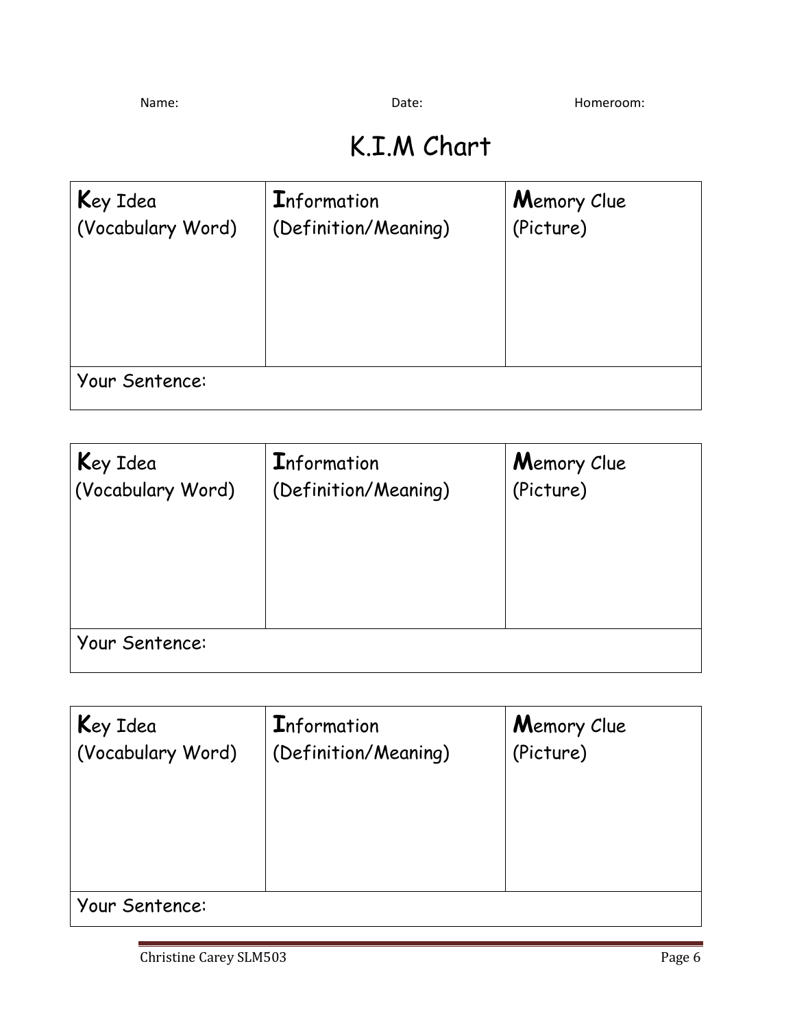Name: Date: Homeroom:

# K.I.M Chart

| **K**ey Idea (Vocabulary Word) | **I**nformation (Definition/Meaning) | **M**emory Clue (Picture) |
| --- | --- | --- |
| | | |
| Your Sentence: | | |

| **K**ey Idea (Vocabulary Word) | **I**nformation (Definition/Meaning) | **M**emory Clue (Picture) |
| --- | --- | --- |
| | | |
| Your Sentence: | | |

| **K**ey Idea (Vocabulary Word) | **I**nformation (Definition/Meaning) | **M**emory Clue (Picture) |
| --- | --- | --- |
| | | |
| Your Sentence: | | |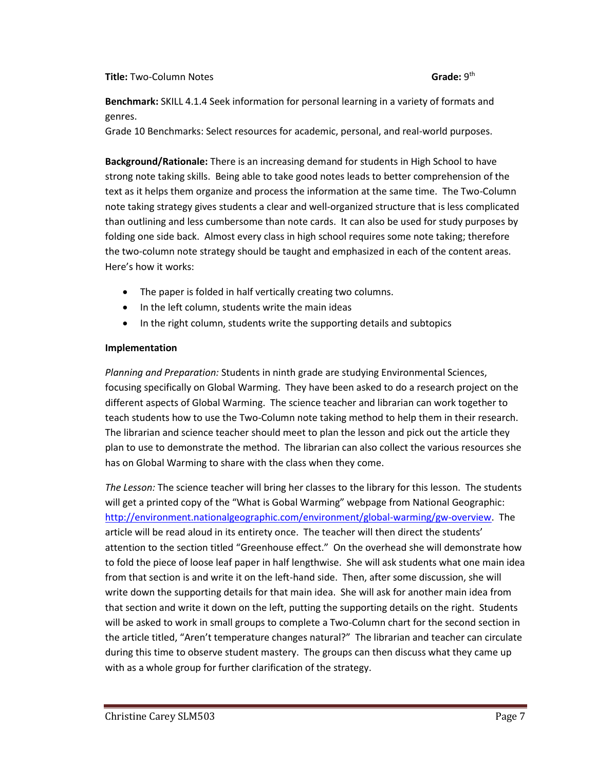**Title:** Two-Column Notes **Grade:** 9th

**Benchmark:** SKILL 4.1.4 Seek information for personal learning in a variety of formats and genres.
Grade 10 Benchmarks: Select resources for academic, personal, and real-world purposes.

**Background/Rationale:** There is an increasing demand for students in High School to have strong note taking skills. Being able to take good notes leads to better comprehension of the text as it helps them organize and process the information at the same time. The Two-Column note taking strategy gives students a clear and well-organized structure that is less complicated than outlining and less cumbersome than note cards. It can also be used for study purposes by folding one side back. Almost every class in high school requires some note taking; therefore the two-column note strategy should be taught and emphasized in each of the content areas. Here's how it works:

- The paper is folded in half vertically creating two columns.
- In the left column, students write the main ideas
- In the right column, students write the supporting details and subtopics

**Implementation**

*Planning and Preparation:* Students in ninth grade are studying Environmental Sciences, focusing specifically on Global Warming. They have been asked to do a research project on the different aspects of Global Warming. The science teacher and librarian can work together to teach students how to use the Two-Column note taking method to help them in their research. The librarian and science teacher should meet to plan the lesson and pick out the article they plan to use to demonstrate the method. The librarian can also collect the various resources she has on Global Warming to share with the class when they come.

*The Lesson:* The science teacher will bring her classes to the library for this lesson. The students will get a printed copy of the "What is Gobal Warming" webpage from National Geographic: http://environment.nationalgeographic.com/environment/global-warming/gw-overview. The article will be read aloud in its entirety once. The teacher will then direct the students' attention to the section titled "Greenhouse effect." On the overhead she will demonstrate how to fold the piece of loose leaf paper in half lengthwise. She will ask students what one main idea from that section is and write it on the left-hand side. Then, after some discussion, she will write down the supporting details for that main idea. She will ask for another main idea from that section and write it down on the left, putting the supporting details on the right. Students will be asked to work in small groups to complete a Two-Column chart for the second section in the article titled, "Aren't temperature changes natural?" The librarian and teacher can circulate during this time to observe student mastery. The groups can then discuss what they came up with as a whole group for further clarification of the strategy.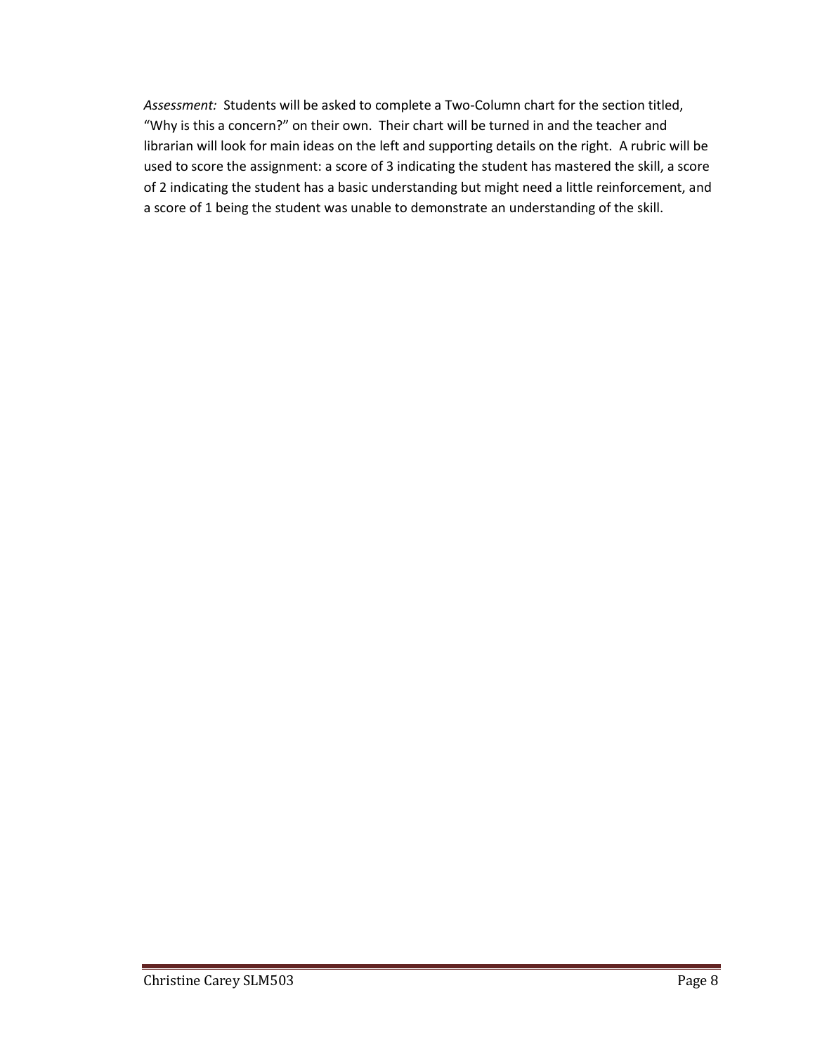*Assessment:* Students will be asked to complete a Two-Column chart for the section titled, "Why is this a concern?" on their own. Their chart will be turned in and the teacher and librarian will look for main ideas on the left and supporting details on the right. A rubric will be used to score the assignment: a score of 3 indicating the student has mastered the skill, a score of 2 indicating the student has a basic understanding but might need a little reinforcement, and a score of 1 being the student was unable to demonstrate an understanding of the skill.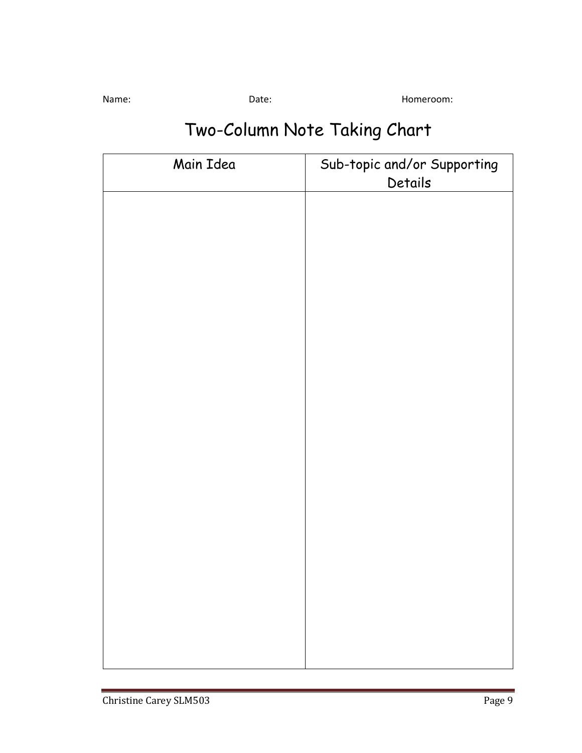Name: Date: Homeroom:

# Two-Column Note Taking Chart

| Main Idea | Sub-topic and/or Supporting Details |
|---|---|
| | |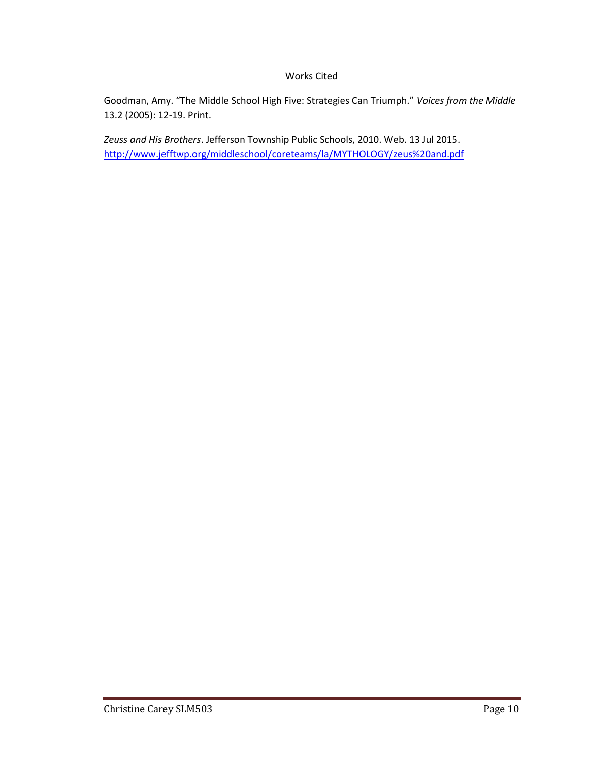# Works Cited

Goodman, Amy. “The Middle School High Five: Strategies Can Triumph.” *Voices from the Middle* 13.2 (2005): 12-19. Print.

*Zeuss and His Brothers*. Jefferson Township Public Schools, 2010. Web. 13 Jul 2015. http://www.jefftwp.org/middleschool/coreteams/la/MYTHOLOGY/zeus%20and.pdf